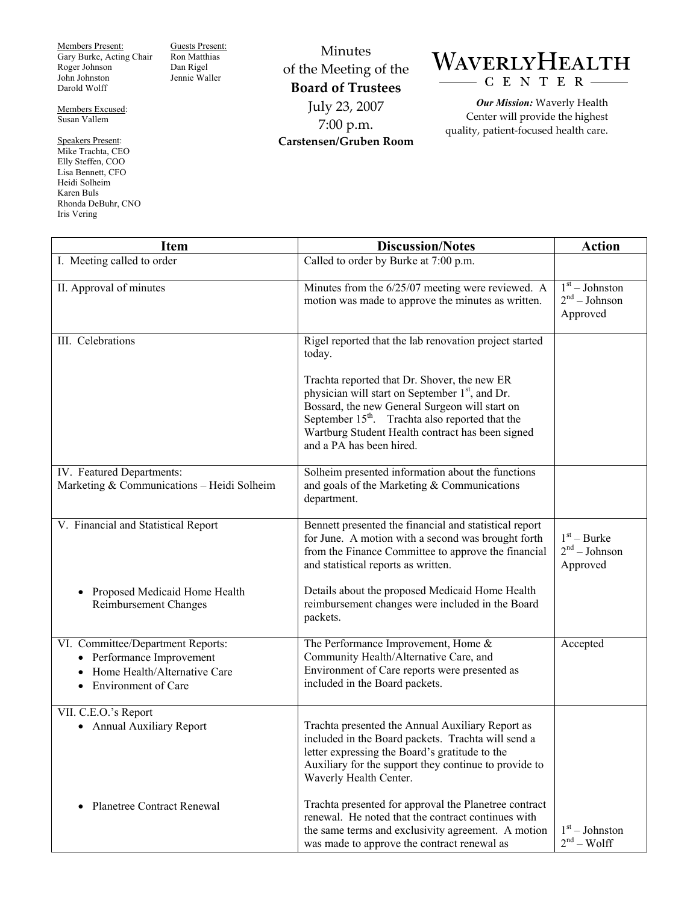Members Present:
Gary Burke, Acting Chair
Roger Johnson
John Johnston
Darold Wolff

Members Excused:
Susan Vallem

Speakers Present:
Mike Trachta, CEO
Elly Steffen, COO
Lisa Bennett, CFO
Heidi Solheim
Karen Buls
Rhonda DeBuhr, CNO
Iris Vering

Guests Present:
Ron Matthias
Dan Rigel
Jennie Waller

# Minutes of the Meeting of the **Board of Trustees**

July 23, 2007
7:00 p.m.
**Carstensen/Gruben Room**

**WAVERLY HEALTH CENTER**

***Our Mission:*** Waverly Health Center will provide the highest quality, patient-focused health care.

| Item | Discussion/Notes | Action |
|---|---|---|
| I. Meeting called to order | Called to order by Burke at 7:00 p.m. | |
| II. Approval of minutes | Minutes from the 6/25/07 meeting were reviewed. A motion was made to approve the minutes as written. | 1st – Johnston<br>2nd – Johnson<br>Approved |
| III. Celebrations | Rigel reported that the lab renovation project started today.<br><br>Trachta reported that Dr. Shover, the new ER physician will start on September 1st, and Dr. Bossard, the new General Surgeon will start on September 15th. Trachta also reported that the Wartburg Student Health contract has been signed and a PA has been hired. | |
| IV. Featured Departments:<br>Marketing & Communications – Heidi Solheim | Solheim presented information about the functions and goals of the Marketing & Communications department. | |
| V. Financial and Statistical Report<br><br>• Proposed Medicaid Home Health Reimbursement Changes | Bennett presented the financial and statistical report for June. A motion with a second was brought forth from the Finance Committee to approve the financial and statistical reports as written.<br><br>Details about the proposed Medicaid Home Health reimbursement changes were included in the Board packets. | 1st – Burke<br>2nd – Johnson<br>Approved |
| VI. Committee/Department Reports:<br>• Performance Improvement<br>• Home Health/Alternative Care<br>• Environment of Care | The Performance Improvement, Home & Community Health/Alternative Care, and Environment of Care reports were presented as included in the Board packets. | Accepted |
| VII. C.E.O.'s Report<br>• Annual Auxiliary Report<br><br>• Planetree Contract Renewal | Trachta presented the Annual Auxiliary Report as included in the Board packets. Trachta will send a letter expressing the Board's gratitude to the Auxiliary for the support they continue to provide to Waverly Health Center.<br><br>Trachta presented for approval the Planetree contract renewal. He noted that the contract continues with the same terms and exclusivity agreement. A motion was made to approve the contract renewal as | 1st – Johnston<br>2nd – Wolff |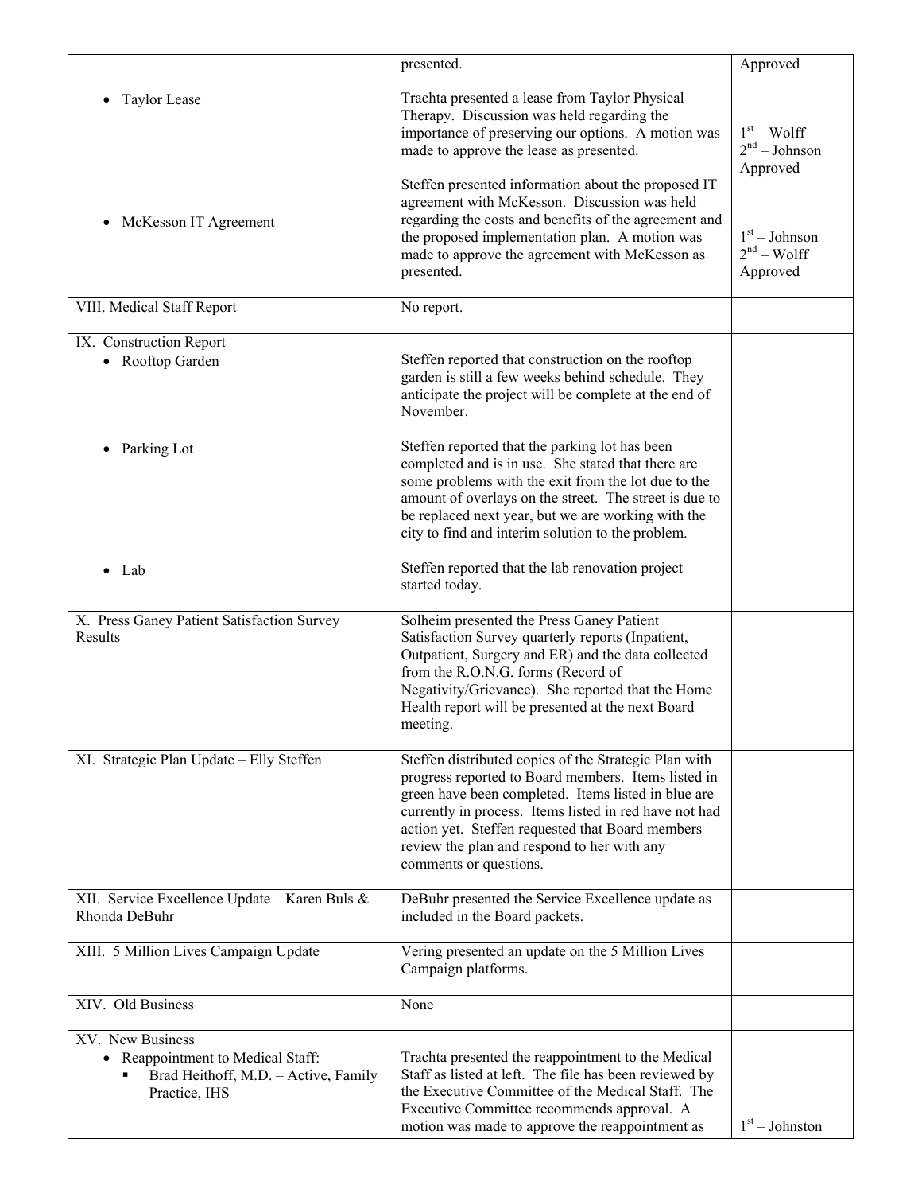| | | |
|---|---|---|
| | presented. | Approved |
| • Taylor Lease<br><br><br><br>• McKesson IT Agreement | Trachta presented a lease from Taylor Physical Therapy. Discussion was held regarding the importance of preserving our options. A motion was made to approve the lease as presented.<br><br>Steffen presented information about the proposed IT agreement with McKesson. Discussion was held regarding the costs and benefits of the agreement and the proposed implementation plan. A motion was made to approve the agreement with McKesson as presented. | 1st – Wolff<br>2nd – Johnson<br>Approved<br><br>1st – Johnson<br>2nd – Wolff<br>Approved |
| VIII. Medical Staff Report | No report. | |
| IX. Construction Report<br>• Rooftop Garden<br><br><br><br>• Parking Lot<br><br><br><br><br><br>• Lab | Steffen reported that construction on the rooftop garden is still a few weeks behind schedule. They anticipate the project will be complete at the end of November.<br><br>Steffen reported that the parking lot has been completed and is in use. She stated that there are some problems with the exit from the lot due to the amount of overlays on the street. The street is due to be replaced next year, but we are working with the city to find and interim solution to the problem.<br><br>Steffen reported that the lab renovation project started today. | |
| X. Press Ganey Patient Satisfaction Survey Results | Solheim presented the Press Ganey Patient Satisfaction Survey quarterly reports (Inpatient, Outpatient, Surgery and ER) and the data collected from the R.O.N.G. forms (Record of Negativity/Grievance). She reported that the Home Health report will be presented at the next Board meeting. | |
| XI. Strategic Plan Update – Elly Steffen | Steffen distributed copies of the Strategic Plan with progress reported to Board members. Items listed in green have been completed. Items listed in blue are currently in process. Items listed in red have not had action yet. Steffen requested that Board members review the plan and respond to her with any comments or questions. | |
| XII. Service Excellence Update – Karen Buls & Rhonda DeBuhr | DeBuhr presented the Service Excellence update as included in the Board packets. | |
| XIII. 5 Million Lives Campaign Update | Vering presented an update on the 5 Million Lives Campaign platforms. | |
| XIV. Old Business | None | |
| XV. New Business<br>• Reappointment to Medical Staff:<br>&nbsp;&nbsp;▪ Brad Heithoff, M.D. – Active, Family Practice, IHS | Trachta presented the reappointment to the Medical Staff as listed at left. The file has been reviewed by the Executive Committee of the Medical Staff. The Executive Committee recommends approval. A motion was made to approve the reappointment as | 1st – Johnston |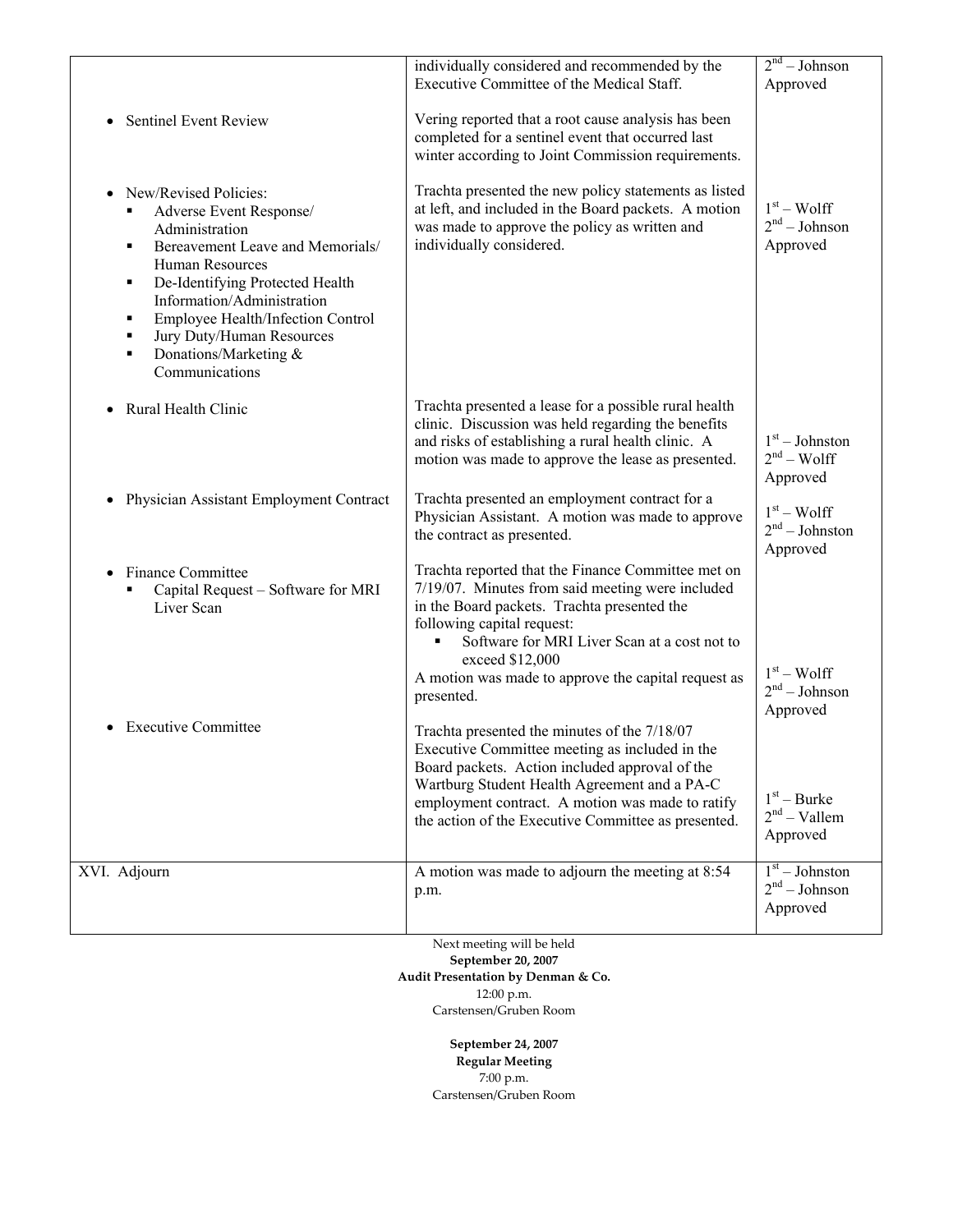| | | |
|---|---|---|
| | individually considered and recommended by the Executive Committee of the Medical Staff. | 2nd – Johnson<br>Approved |
| • Sentinel Event Review | Vering reported that a root cause analysis has been completed for a sentinel event that occurred last winter according to Joint Commission requirements. | |
| • New/Revised Policies:<br>▪ Adverse Event Response/ Administration<br>▪ Bereavement Leave and Memorials/ Human Resources<br>▪ De-Identifying Protected Health Information/Administration<br>▪ Employee Health/Infection Control<br>▪ Jury Duty/Human Resources<br>▪ Donations/Marketing & Communications | Trachta presented the new policy statements as listed at left, and included in the Board packets. A motion was made to approve the policy as written and individually considered. | 1st – Wolff<br>2nd – Johnson<br>Approved |
| • Rural Health Clinic | Trachta presented a lease for a possible rural health clinic. Discussion was held regarding the benefits and risks of establishing a rural health clinic. A motion was made to approve the lease as presented. | 1st – Johnston<br>2nd – Wolff<br>Approved |
| • Physician Assistant Employment Contract | Trachta presented an employment contract for a Physician Assistant. A motion was made to approve the contract as presented. | 1st – Wolff<br>2nd – Johnston<br>Approved |
| • Finance Committee<br>▪ Capital Request – Software for MRI Liver Scan | Trachta reported that the Finance Committee met on 7/19/07. Minutes from said meeting were included in the Board packets. Trachta presented the following capital request:<br>▪ Software for MRI Liver Scan at a cost not to exceed $12,000<br>A motion was made to approve the capital request as presented. | 1st – Wolff<br>2nd – Johnson<br>Approved |
| • Executive Committee | Trachta presented the minutes of the 7/18/07 Executive Committee meeting as included in the Board packets. Action included approval of the Wartburg Student Health Agreement and a PA-C employment contract. A motion was made to ratify the action of the Executive Committee as presented. | 1st – Burke<br>2nd – Vallem<br>Approved |
| XVI. Adjourn | A motion was made to adjourn the meeting at 8:54 p.m. | 1st – Johnston<br>2nd – Johnson<br>Approved |

Next meeting will be held
**September 20, 2007**
**Audit Presentation by Denman & Co.**
12:00 p.m.
Carstensen/Gruben Room

**September 24, 2007**
**Regular Meeting**
7:00 p.m.
Carstensen/Gruben Room